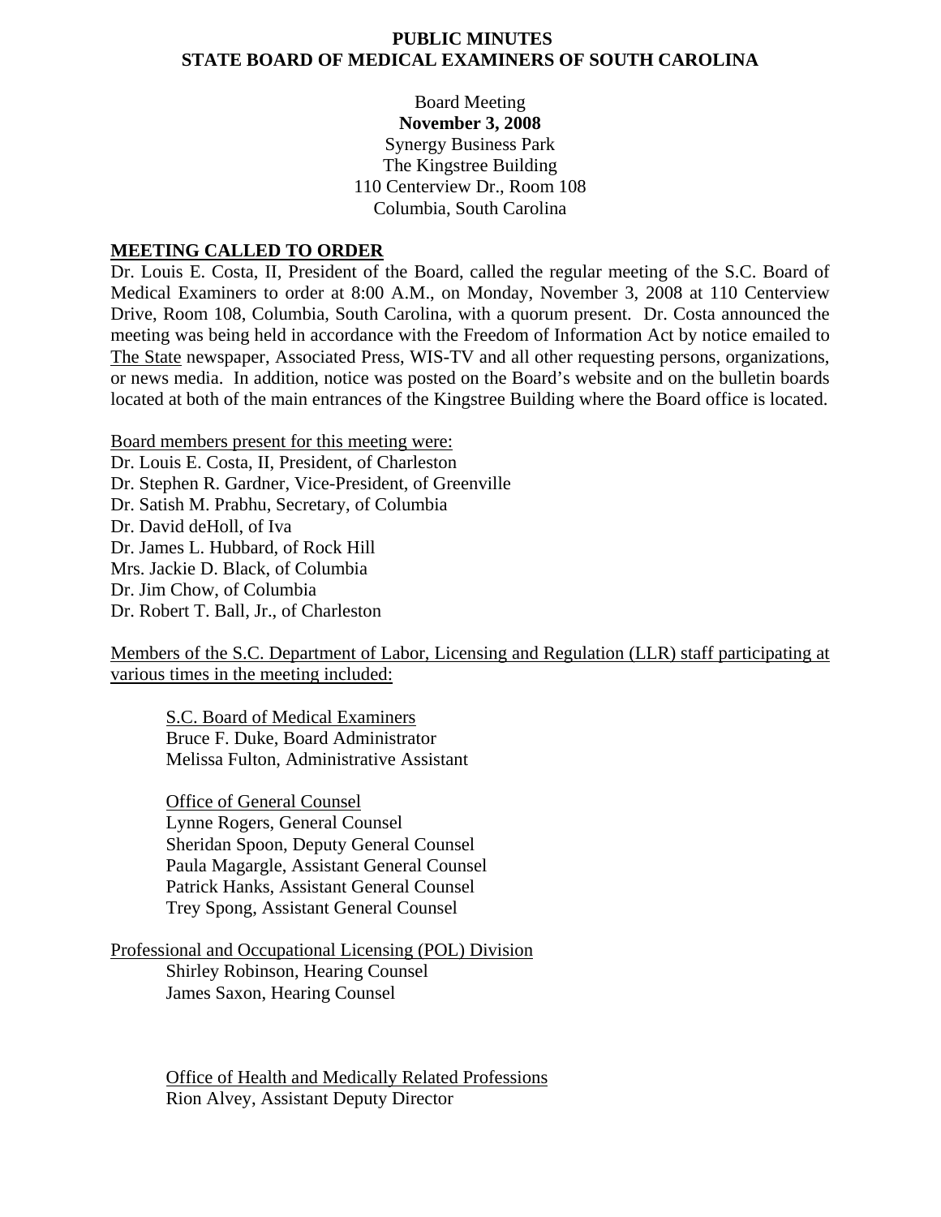# PUBLIC MINUTES
# STATE BOARD OF MEDICAL EXAMINERS OF SOUTH CAROLINA

Board Meeting
**November 3, 2008**
Synergy Business Park
The Kingstree Building
110 Centerview Dr., Room 108
Columbia, South Carolina

## MEETING CALLED TO ORDER

Dr. Louis E. Costa, II, President of the Board, called the regular meeting of the S.C. Board of Medical Examiners to order at 8:00 A.M., on Monday, November 3, 2008 at 110 Centerview Drive, Room 108, Columbia, South Carolina, with a quorum present. Dr. Costa announced the meeting was being held in accordance with the Freedom of Information Act by notice emailed to The State newspaper, Associated Press, WIS-TV and all other requesting persons, organizations, or news media. In addition, notice was posted on the Board's website and on the bulletin boards located at both of the main entrances of the Kingstree Building where the Board office is located.

Board members present for this meeting were:
Dr. Louis E. Costa, II, President, of Charleston
Dr. Stephen R. Gardner, Vice-President, of Greenville
Dr. Satish M. Prabhu, Secretary, of Columbia
Dr. David deHoll, of Iva
Dr. James L. Hubbard, of Rock Hill
Mrs. Jackie D. Black, of Columbia
Dr. Jim Chow, of Columbia
Dr. Robert T. Ball, Jr., of Charleston

Members of the S.C. Department of Labor, Licensing and Regulation (LLR) staff participating at various times in the meeting included:

S.C. Board of Medical Examiners
Bruce F. Duke, Board Administrator
Melissa Fulton, Administrative Assistant

Office of General Counsel
Lynne Rogers, General Counsel
Sheridan Spoon, Deputy General Counsel
Paula Magargle, Assistant General Counsel
Patrick Hanks, Assistant General Counsel
Trey Spong, Assistant General Counsel

Professional and Occupational Licensing (POL) Division
Shirley Robinson, Hearing Counsel
James Saxon, Hearing Counsel

Office of Health and Medically Related Professions
Rion Alvey, Assistant Deputy Director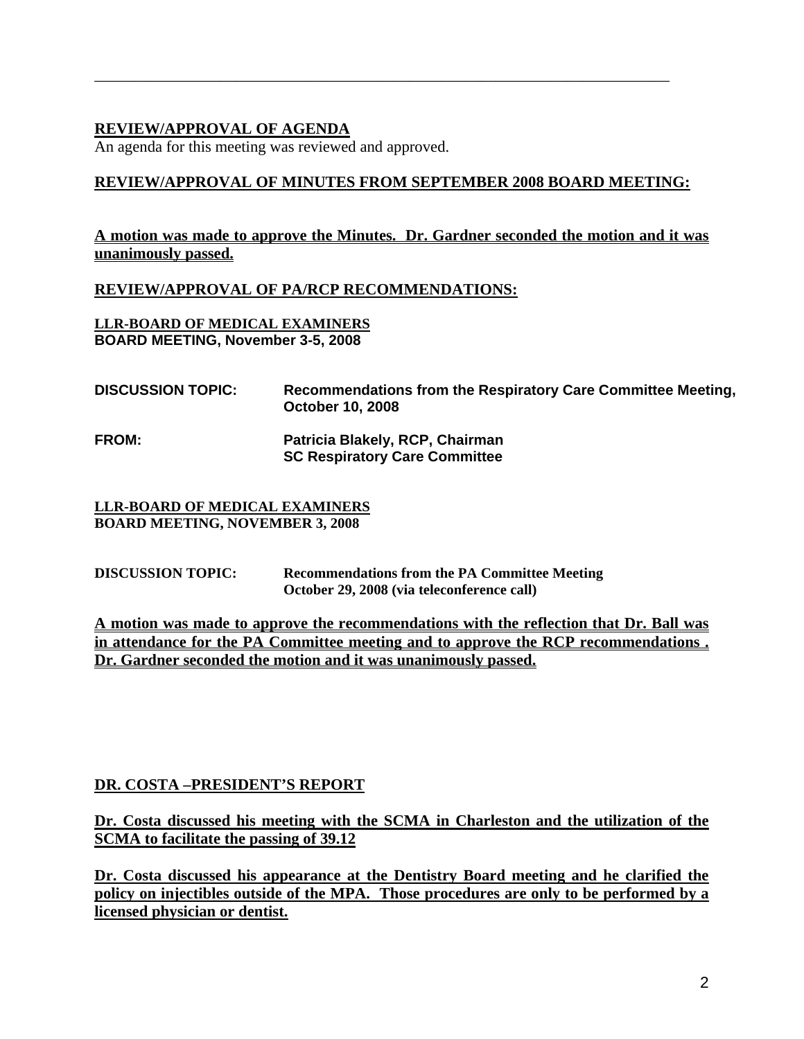---

**REVIEW/APPROVAL OF AGENDA**

An agenda for this meeting was reviewed and approved.

**REVIEW/APPROVAL OF MINUTES FROM SEPTEMBER 2008 BOARD MEETING:**

**A motion was made to approve the Minutes. Dr. Gardner seconded the motion and it was unanimously passed.**

**REVIEW/APPROVAL OF PA/RCP RECOMMENDATIONS:**

**LLR-BOARD OF MEDICAL EXAMINERS**
**BOARD MEETING, November 3-5, 2008**

**DISCUSSION TOPIC:** **Recommendations from the Respiratory Care Committee Meeting, October 10, 2008**

**FROM:** **Patricia Blakely, RCP, Chairman**
**SC Respiratory Care Committee**

**LLR-BOARD OF MEDICAL EXAMINERS**
**BOARD MEETING, NOVEMBER 3, 2008**

**DISCUSSION TOPIC:** **Recommendations from the PA Committee Meeting**
**October 29, 2008 (via teleconference call)**

**A motion was made to approve the recommendations with the reflection that Dr. Ball was in attendance for the PA Committee meeting and to approve the RCP recommendations . Dr. Gardner seconded the motion and it was unanimously passed.**

**DR. COSTA –PRESIDENT'S REPORT**

**Dr. Costa discussed his meeting with the SCMA in Charleston and the utilization of the SCMA to facilitate the passing of 39.12**

**Dr. Costa discussed his appearance at the Dentistry Board meeting and he clarified the policy on injectibles outside of the MPA. Those procedures are only to be performed by a licensed physician or dentist.**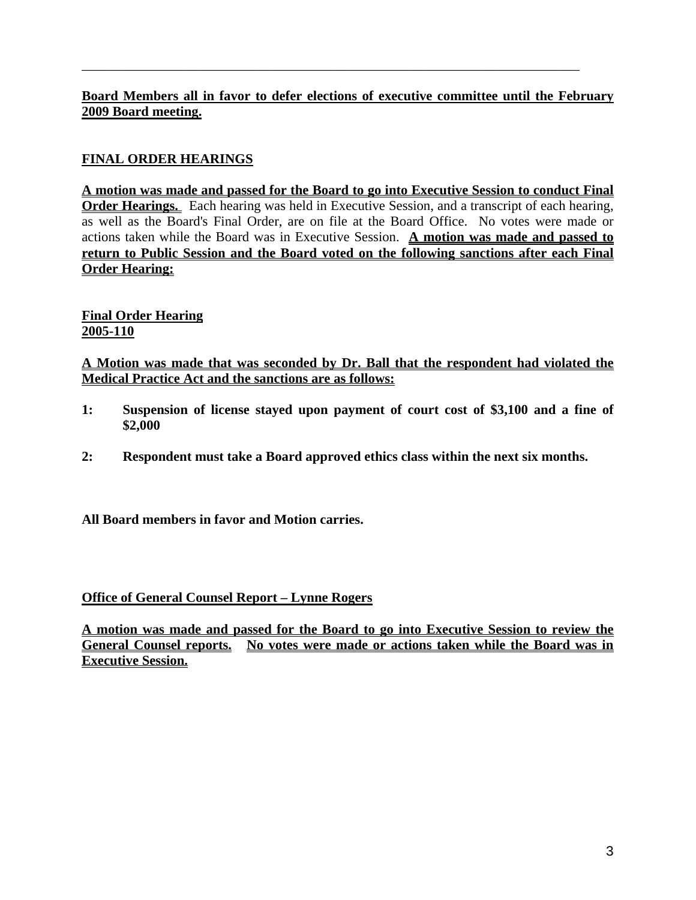---

**Board Members all in favor to defer elections of executive committee until the February 2009 Board meeting.**

## FINAL ORDER HEARINGS

**A motion was made and passed for the Board to go into Executive Session to conduct Final Order Hearings.** Each hearing was held in Executive Session, and a transcript of each hearing, as well as the Board's Final Order, are on file at the Board Office. No votes were made or actions taken while the Board was in Executive Session. **A motion was made and passed to return to Public Session and the Board voted on the following sanctions after each Final Order Hearing:**

### Final Order Hearing
### 2005-110

**A Motion was made that was seconded by Dr. Ball that the respondent had violated the Medical Practice Act and the sanctions are as follows:**

**1: Suspension of license stayed upon payment of court cost of $3,100 and a fine of $2,000**

**2: Respondent must take a Board approved ethics class within the next six months.**

**All Board members in favor and Motion carries.**

## Office of General Counsel Report – Lynne Rogers

**A motion was made and passed for the Board to go into Executive Session to review the General Counsel reports. No votes were made or actions taken while the Board was in Executive Session.**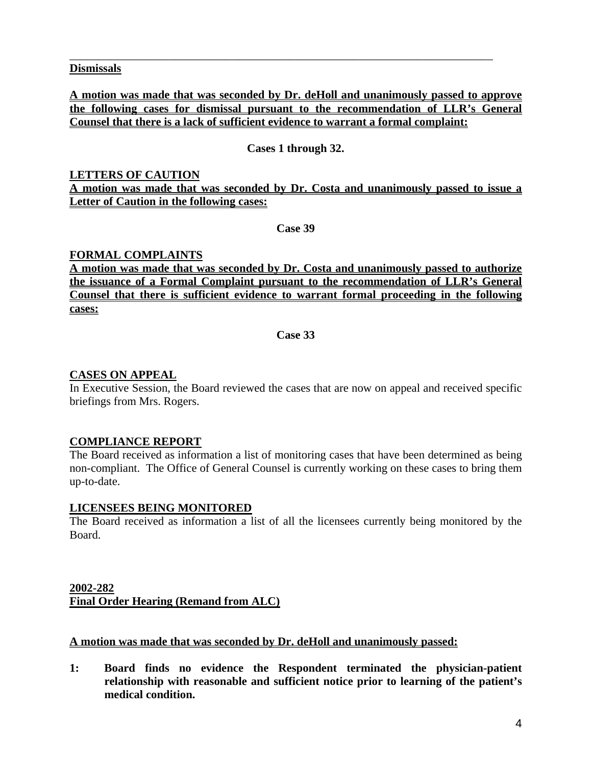---

**Dismissals**

**A motion was made that was seconded by Dr. deHoll and unanimously passed to approve the following cases for dismissal pursuant to the recommendation of LLR's General Counsel that there is a lack of sufficient evidence to warrant a formal complaint:**

**Cases 1 through 32.**

**LETTERS OF CAUTION**

**A motion was made that was seconded by Dr. Costa and unanimously passed to issue a Letter of Caution in the following cases:**

**Case 39**

**FORMAL COMPLAINTS**

**A motion was made that was seconded by Dr. Costa and unanimously passed to authorize the issuance of a Formal Complaint pursuant to the recommendation of LLR's General Counsel that there is sufficient evidence to warrant formal proceeding in the following cases:**

**Case 33**

**CASES ON APPEAL**

In Executive Session, the Board reviewed the cases that are now on appeal and received specific briefings from Mrs. Rogers.

**COMPLIANCE REPORT**

The Board received as information a list of monitoring cases that have been determined as being non-compliant. The Office of General Counsel is currently working on these cases to bring them up-to-date.

**LICENSEES BEING MONITORED**

The Board received as information a list of all the licensees currently being monitored by the Board.

**2002-282**
**Final Order Hearing (Remand from ALC)**

**A motion was made that was seconded by Dr. deHoll and unanimously passed:**

**1: Board finds no evidence the Respondent terminated the physician-patient relationship with reasonable and sufficient notice prior to learning of the patient's medical condition.**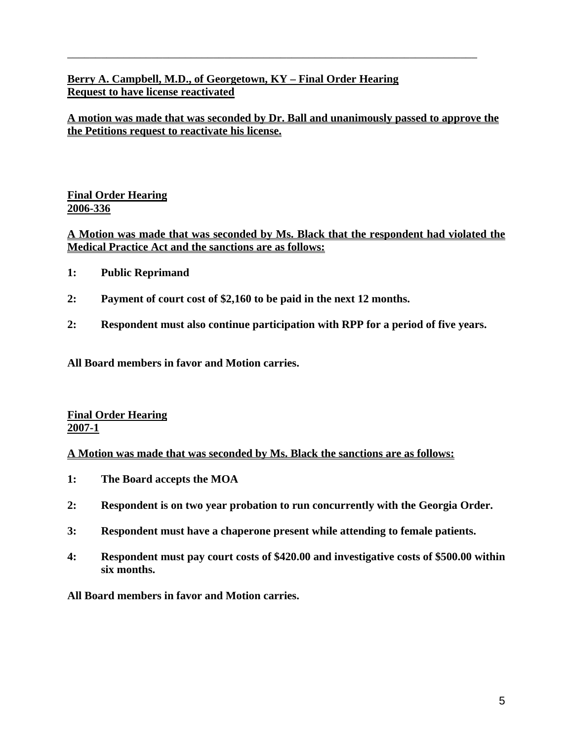---

**<u>Berry A. Campbell, M.D., of Georgetown, KY – Final Order Hearing</u>**
**<u>Request to have license reactivated</u>**

**<u>A motion was made that was seconded by Dr. Ball and unanimously passed to approve the the Petitions request to reactivate his license.</u>**

**<u>Final Order Hearing</u>**
**<u>2006-336</u>**

**<u>A Motion was made that was seconded by Ms. Black that the respondent had violated the Medical Practice Act and the sanctions are as follows:</u>**

**1: Public Reprimand**

**2: Payment of court cost of $2,160 to be paid in the next 12 months.**

**2: Respondent must also continue participation with RPP for a period of five years.**

**All Board members in favor and Motion carries.**

**<u>Final Order Hearing</u>**
**<u>2007-1</u>**

**<u>A Motion was made that was seconded by Ms. Black the sanctions are as follows:</u>**

**1: The Board accepts the MOA**

**2: Respondent is on two year probation to run concurrently with the Georgia Order.**

**3: Respondent must have a chaperone present while attending to female patients.**

**4: Respondent must pay court costs of $420.00 and investigative costs of $500.00 within six months.**

**All Board members in favor and Motion carries.**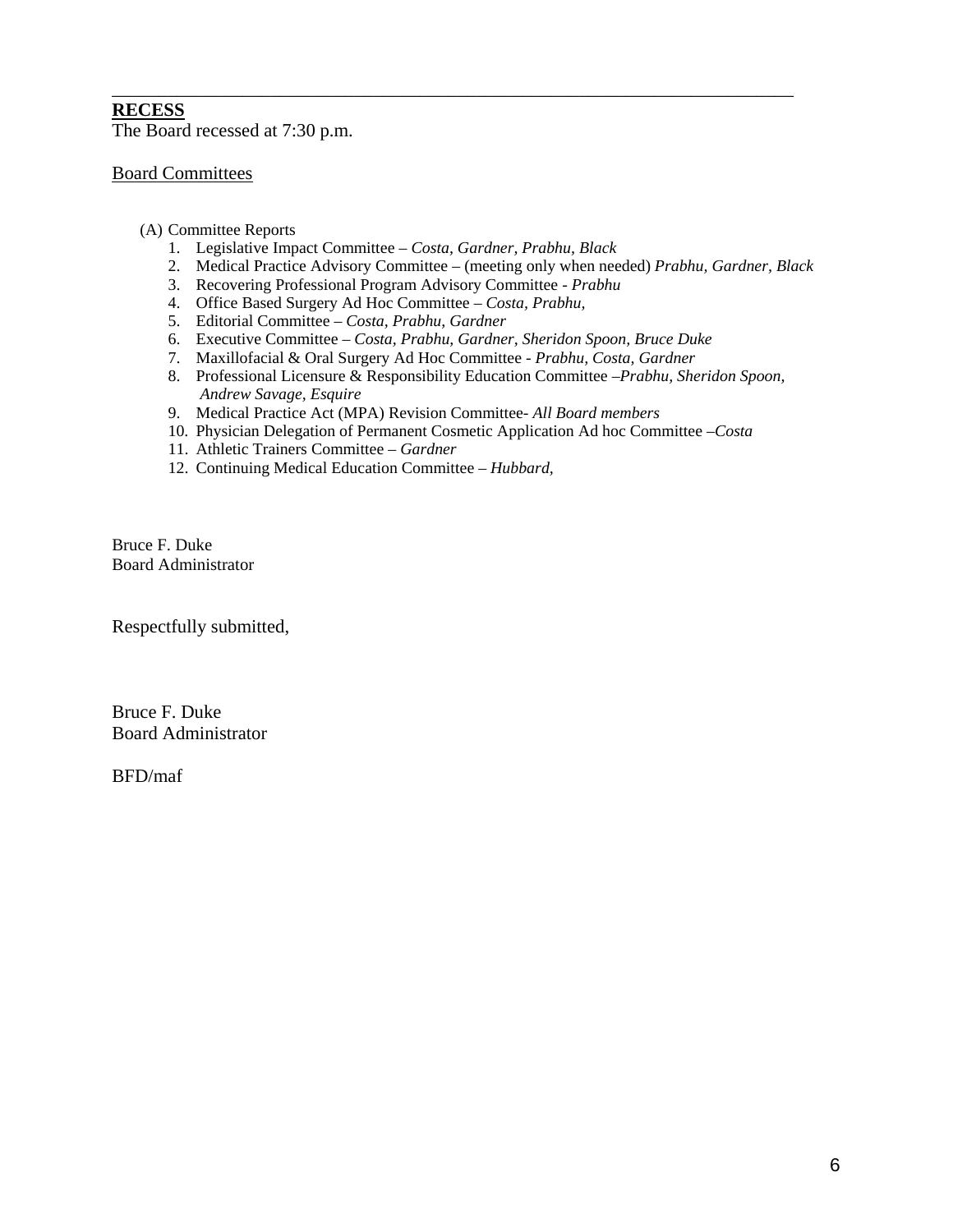---

**RECESS**

The Board recessed at 7:30 p.m.

Board Committees

(A) Committee Reports

1. Legislative Impact Committee – *Costa, Gardner, Prabhu, Black*
2. Medical Practice Advisory Committee – (meeting only when needed) *Prabhu, Gardner, Black*
3. Recovering Professional Program Advisory Committee - *Prabhu*
4. Office Based Surgery Ad Hoc Committee – *Costa, Prabhu,*
5. Editorial Committee – *Costa, Prabhu, Gardner*
6. Executive Committee – *Costa, Prabhu, Gardner, Sheridon Spoon, Bruce Duke*
7. Maxillofacial & Oral Surgery Ad Hoc Committee - *Prabhu, Costa, Gardner*
8. Professional Licensure & Responsibility Education Committee –*Prabhu, Sheridon Spoon, Andrew Savage, Esquire*
9. Medical Practice Act (MPA) Revision Committee- *All Board members*
10. Physician Delegation of Permanent Cosmetic Application Ad hoc Committee –*Costa*
11. Athletic Trainers Committee – *Gardner*
12. Continuing Medical Education Committee – *Hubbard,*

Bruce F. Duke
Board Administrator

Respectfully submitted,

Bruce F. Duke
Board Administrator

BFD/maf